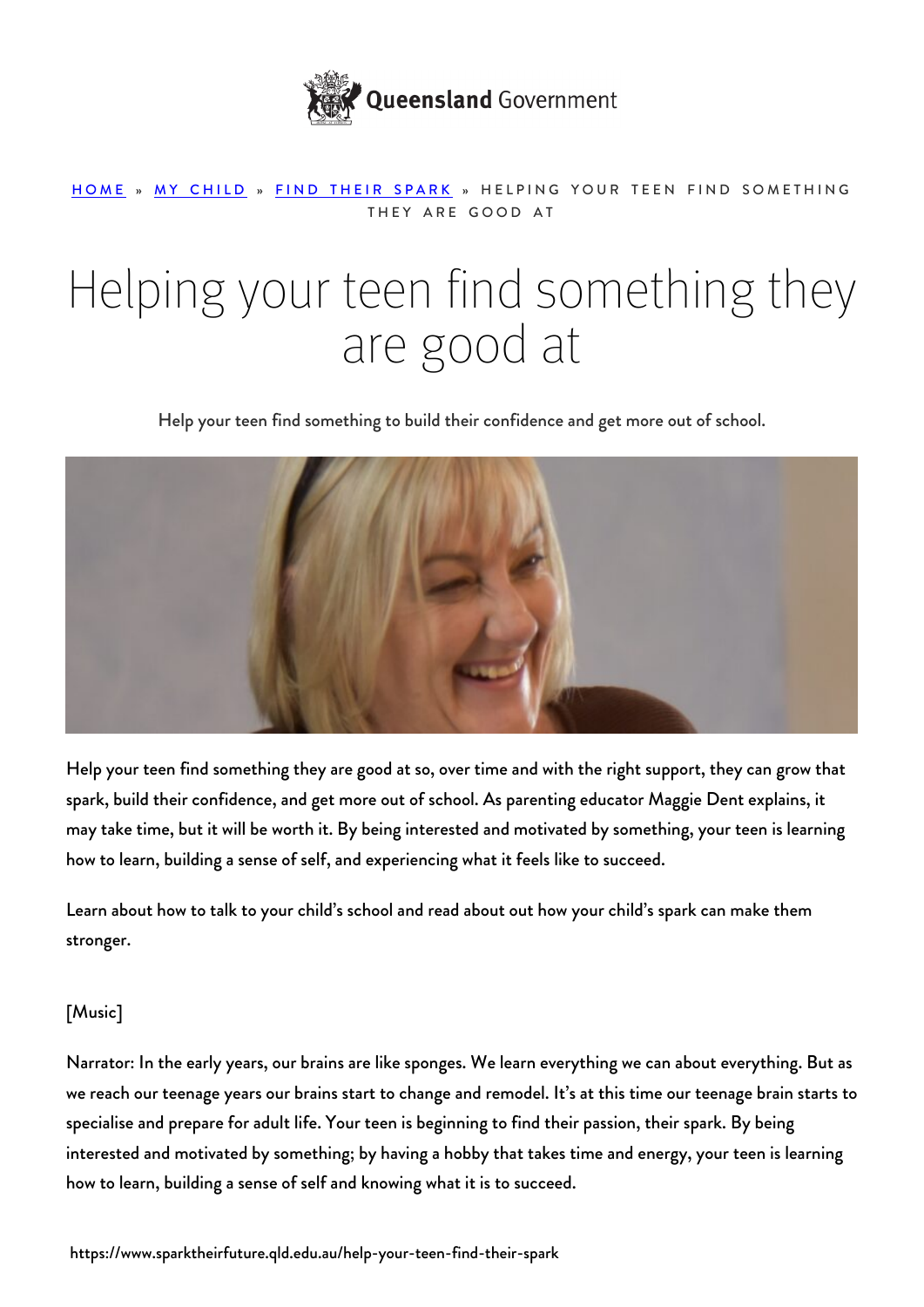Queensland Government

HOME » MY CHILD » FIND THEIR SPARK » HELPING YOUR TEEN FIND SOMETHING THEY ARE GOOD AT

# Helping your teen find something they are good at

Help your teen find something to build their confidence and get more out of school.

Help your teen find something they are good at so, over time and with the right support, they can grow that spark, build their confidence, and get more out of school. As parenting educator Maggie Dent explains, it may take time, but it will be worth it. By being interested and motivated by something, your teen is learning how to learn, building a sense of self, and experiencing what it feels like to succeed.

Learn about how to talk to your child's school and read about out how your child's spark can make them stronger.

[Music]

Narrator: In the early years, our brains are like sponges. We learn everything we can about everything. But as we reach our teenage years our brains start to change and remodel. It's at this time our teenage brain starts to specialise and prepare for adult life. Your teen is beginning to find their passion, their spark. By being interested and motivated by something; by having a hobby that takes time and energy, your teen is learning how to learn, building a sense of self and knowing what it is to succeed.

https://www.sparktheirfuture.qld.edu.au/help-your-teen-find-their-spark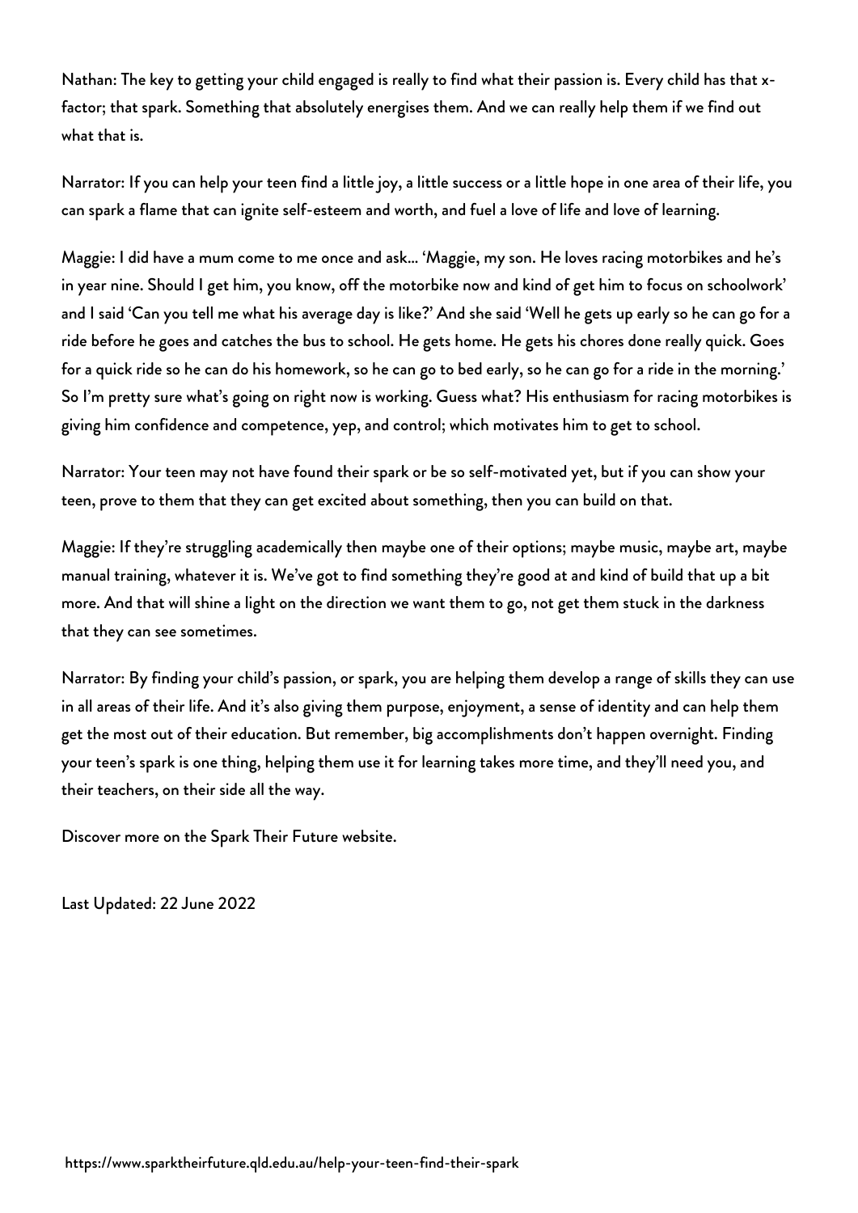Nathan: The key to getting your child engaged is really to find what their passion is. Every child has that x-factor; that spark. Something that absolutely energises them. And we can really help them if we find out what that is.

Narrator: If you can help your teen find a little joy, a little success or a little hope in one area of their life, you can spark a flame that can ignite self-esteem and worth, and fuel a love of life and love of learning.

Maggie: I did have a mum come to me once and ask... 'Maggie, my son. He loves racing motorbikes and he's in year nine. Should I get him, you know, off the motorbike now and kind of get him to focus on schoolwork' and I said 'Can you tell me what his average day is like?' And she said 'Well he gets up early so he can go for a ride before he goes and catches the bus to school. He gets home. He gets his chores done really quick. Goes for a quick ride so he can do his homework, so he can go to bed early, so he can go for a ride in the morning.' So I'm pretty sure what's going on right now is working. Guess what? His enthusiasm for racing motorbikes is giving him confidence and competence, yep, and control; which motivates him to get to school.

Narrator: Your teen may not have found their spark or be so self-motivated yet, but if you can show your teen, prove to them that they can get excited about something, then you can build on that.

Maggie: If they're struggling academically then maybe one of their options; maybe music, maybe art, maybe manual training, whatever it is. We've got to find something they're good at and kind of build that up a bit more. And that will shine a light on the direction we want them to go, not get them stuck in the darkness that they can see sometimes.

Narrator: By finding your child's passion, or spark, you are helping them develop a range of skills they can use in all areas of their life. And it's also giving them purpose, enjoyment, a sense of identity and can help them get the most out of their education. But remember, big accomplishments don't happen overnight. Finding your teen's spark is one thing, helping them use it for learning takes more time, and they'll need you, and their teachers, on their side all the way.

Discover more on the Spark Their Future website.

Last Updated: 22 June 2022